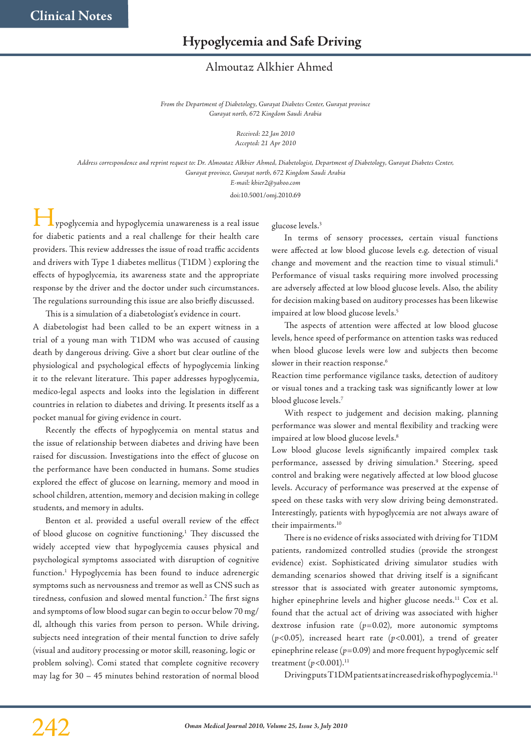Clinical Notes

# Hypoglycemia and Safe Driving

Almoutaz Alkhier Ahmed

*From the Department of Diabetology, Gurayat Diabetes Center, Gurayat province Gurayat north, 672 Kingdom Saudi Arabia*

*Received: 22 Jan 2010*
*Accepted: 21 Apr 2010*

*Address correspondence and reprint request to: Dr. Almoutaz Alkhier Ahmed, Diabetologist, Department of Diabetology, Gurayat Diabetes Center, Gurayat province, Gurayat north, 672 Kingdom Saudi Arabia*
*E-mail: khier2@yahoo.com*

doi:10.5001/omj.2010.69

Hypoglycemia and hypoglycemia unawareness is a real issue for diabetic patients and a real challenge for their health care providers. This review addresses the issue of road traffic accidents and drivers with Type 1 diabetes mellitus (T1DM ) exploring the effects of hypoglycemia, its awareness state and the appropriate response by the driver and the doctor under such circumstances. The regulations surrounding this issue are also briefly discussed.

This is a simulation of a diabetologist's evidence in court. A diabetologist had been called to be an expert witness in a trial of a young man with T1DM who was accused of causing death by dangerous driving. Give a short but clear outline of the physiological and psychological effects of hypoglycemia linking it to the relevant literature. This paper addresses hypoglycemia, medico-legal aspects and looks into the legislation in different countries in relation to diabetes and driving. It presents itself as a pocket manual for giving evidence in court.

Recently the effects of hypoglycemia on mental status and the issue of relationship between diabetes and driving have been raised for discussion. Investigations into the effect of glucose on the performance have been conducted in humans. Some studies explored the effect of glucose on learning, memory and mood in school children, attention, memory and decision making in college students, and memory in adults.

Benton et al. provided a useful overall review of the effect of blood glucose on cognitive functioning.[1] They discussed the widely accepted view that hypoglycemia causes physical and psychological symptoms associated with disruption of cognitive function.[1] Hypoglycemia has been found to induce adrenergic symptoms such as nervousness and tremor as well as CNS such as tiredness, confusion and slowed mental function.[2] The first signs and symptoms of low blood sugar can begin to occur below 70 mg/dl, although this varies from person to person. While driving, subjects need integration of their mental function to drive safely (visual and auditory processing or motor skill, reasoning, logic or problem solving). Comi stated that complete cognitive recovery may lag for 30 – 45 minutes behind restoration of normal blood glucose levels.[3]

In terms of sensory processes, certain visual functions were affected at low blood glucose levels e.g. detection of visual change and movement and the reaction time to visual stimuli.[4] Performance of visual tasks requiring more involved processing are adversely affected at low blood glucose levels. Also, the ability for decision making based on auditory processes has been likewise impaired at low blood glucose levels.[5]

The aspects of attention were affected at low blood glucose levels, hence speed of performance on attention tasks was reduced when blood glucose levels were low and subjects then become slower in their reaction response.[6]

Reaction time performance vigilance tasks, detection of auditory or visual tones and a tracking task was significantly lower at low blood glucose levels.[7]

With respect to judgement and decision making, planning performance was slower and mental flexibility and tracking were impaired at low blood glucose levels.[8]

Low blood glucose levels significantly impaired complex task performance, assessed by driving simulation.[9] Steering, speed control and braking were negatively affected at low blood glucose levels. Accuracy of performance was preserved at the expense of speed on these tasks with very slow driving being demonstrated. Interestingly, patients with hypoglycemia are not always aware of their impairments.[10]

There is no evidence of risks associated with driving for T1DM patients, randomized controlled studies (provide the strongest evidence) exist. Sophisticated driving simulator studies with demanding scenarios showed that driving itself is a significant stressor that is associated with greater autonomic symptoms, higher epinephrine levels and higher glucose needs.[11] Cox et al. found that the actual act of driving was associated with higher dextrose infusion rate ($p=0.02$), more autonomic symptoms ($p<0.05$), increased heart rate ($p<0.001$), a trend of greater epinephrine release ($p=0.09$) and more frequent hypoglycemic self treatment ($p<0.001$).[11]

Driving puts T1DM patients at increased risk of hypoglycemia.[11]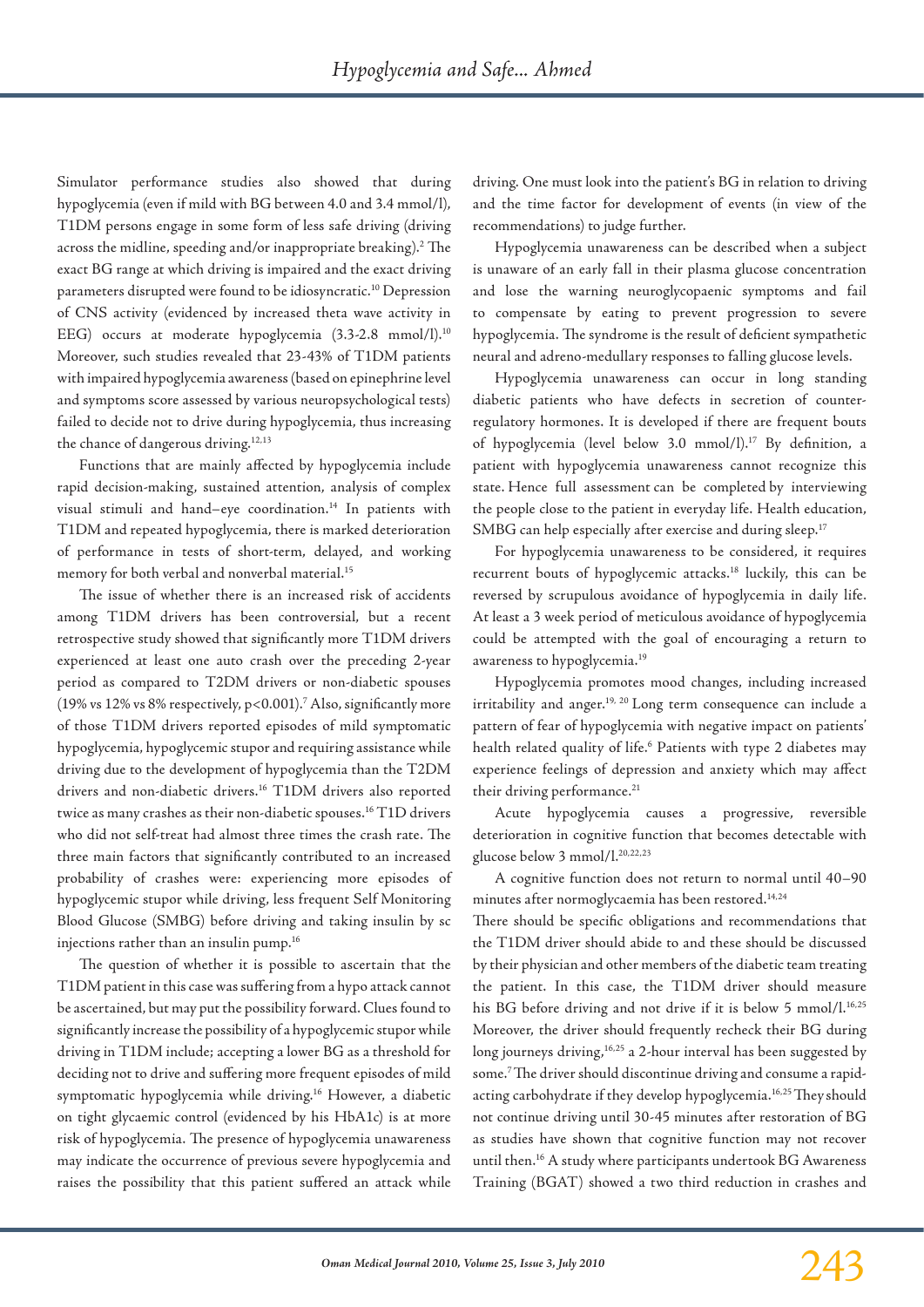Simulator performance studies also showed that during hypoglycemia (even if mild with BG between 4.0 and 3.4 mmol/l), T1DM persons engage in some form of less safe driving (driving across the midline, speeding and/or inappropriate breaking).[2] The exact BG range at which driving is impaired and the exact driving parameters disrupted were found to be idiosyncratic.[10] Depression of CNS activity (evidenced by increased theta wave activity in EEG) occurs at moderate hypoglycemia (3.3-2.8 mmol/l).[10] Moreover, such studies revealed that 23-43% of T1DM patients with impaired hypoglycemia awareness (based on epinephrine level and symptoms score assessed by various neuropsychological tests) failed to decide not to drive during hypoglycemia, thus increasing the chance of dangerous driving.[12,13]

Functions that are mainly affected by hypoglycemia include rapid decision-making, sustained attention, analysis of complex visual stimuli and hand–eye coordination.[14] In patients with T1DM and repeated hypoglycemia, there is marked deterioration of performance in tests of short-term, delayed, and working memory for both verbal and nonverbal material.[15]

The issue of whether there is an increased risk of accidents among T1DM drivers has been controversial, but a recent retrospective study showed that significantly more T1DM drivers experienced at least one auto crash over the preceding 2-year period as compared to T2DM drivers or non-diabetic spouses (19% vs 12% vs 8% respectively, $p<0.001$).[7] Also, significantly more of those T1DM drivers reported episodes of mild symptomatic hypoglycemia, hypoglycemic stupor and requiring assistance while driving due to the development of hypoglycemia than the T2DM drivers and non-diabetic drivers.[16] T1DM drivers also reported twice as many crashes as their non-diabetic spouses.[16] T1D drivers who did not self-treat had almost three times the crash rate. The three main factors that significantly contributed to an increased probability of crashes were: experiencing more episodes of hypoglycemic stupor while driving, less frequent Self Monitoring Blood Glucose (SMBG) before driving and taking insulin by sc injections rather than an insulin pump.[16]

The question of whether it is possible to ascertain that the T1DM patient in this case was suffering from a hypo attack cannot be ascertained, but may put the possibility forward. Clues found to significantly increase the possibility of a hypoglycemic stupor while driving in T1DM include; accepting a lower BG as a threshold for deciding not to drive and suffering more frequent episodes of mild symptomatic hypoglycemia while driving.[16] However, a diabetic on tight glycaemic control (evidenced by his HbA1c) is at more risk of hypoglycemia. The presence of hypoglycemia unawareness may indicate the occurrence of previous severe hypoglycemia and raises the possibility that this patient suffered an attack while driving. One must look into the patient's BG in relation to driving and the time factor for development of events (in view of the recommendations) to judge further.

Hypoglycemia unawareness can be described when a subject is unaware of an early fall in their plasma glucose concentration and lose the warning neuroglycopaenic symptoms and fail to compensate by eating to prevent progression to severe hypoglycemia. The syndrome is the result of deficient sympathetic neural and adreno-medullary responses to falling glucose levels.

Hypoglycemia unawareness can occur in long standing diabetic patients who have defects in secretion of counter-regulatory hormones. It is developed if there are frequent bouts of hypoglycemia (level below 3.0 mmol/l).[17] By definition, a patient with hypoglycemia unawareness cannot recognize this state. Hence full assessment can be completed by interviewing the people close to the patient in everyday life. Health education, SMBG can help especially after exercise and during sleep.[17]

For hypoglycemia unawareness to be considered, it requires recurrent bouts of hypoglycemic attacks.[18] luckily, this can be reversed by scrupulous avoidance of hypoglycemia in daily life. At least a 3 week period of meticulous avoidance of hypoglycemia could be attempted with the goal of encouraging a return to awareness to hypoglycemia.[19]

Hypoglycemia promotes mood changes, including increased irritability and anger.[19, 20] Long term consequence can include a pattern of fear of hypoglycemia with negative impact on patients' health related quality of life.[6] Patients with type 2 diabetes may experience feelings of depression and anxiety which may affect their driving performance.[21]

Acute hypoglycemia causes a progressive, reversible deterioration in cognitive function that becomes detectable with glucose below 3 mmol/l.[20,22,23]

A cognitive function does not return to normal until 40–90 minutes after normoglycaemia has been restored.[14,24]

There should be specific obligations and recommendations that the T1DM driver should abide to and these should be discussed by their physician and other members of the diabetic team treating the patient. In this case, the T1DM driver should measure his BG before driving and not drive if it is below 5 mmol/l.[16,25] Moreover, the driver should frequently recheck their BG during long journeys driving,[16,25] a 2-hour interval has been suggested by some.[7] The driver should discontinue driving and consume a rapid-acting carbohydrate if they develop hypoglycemia.[16,25] They should not continue driving until 30-45 minutes after restoration of BG as studies have shown that cognitive function may not recover until then.[16] A study where participants undertook BG Awareness Training (BGAT) showed a two third reduction in crashes and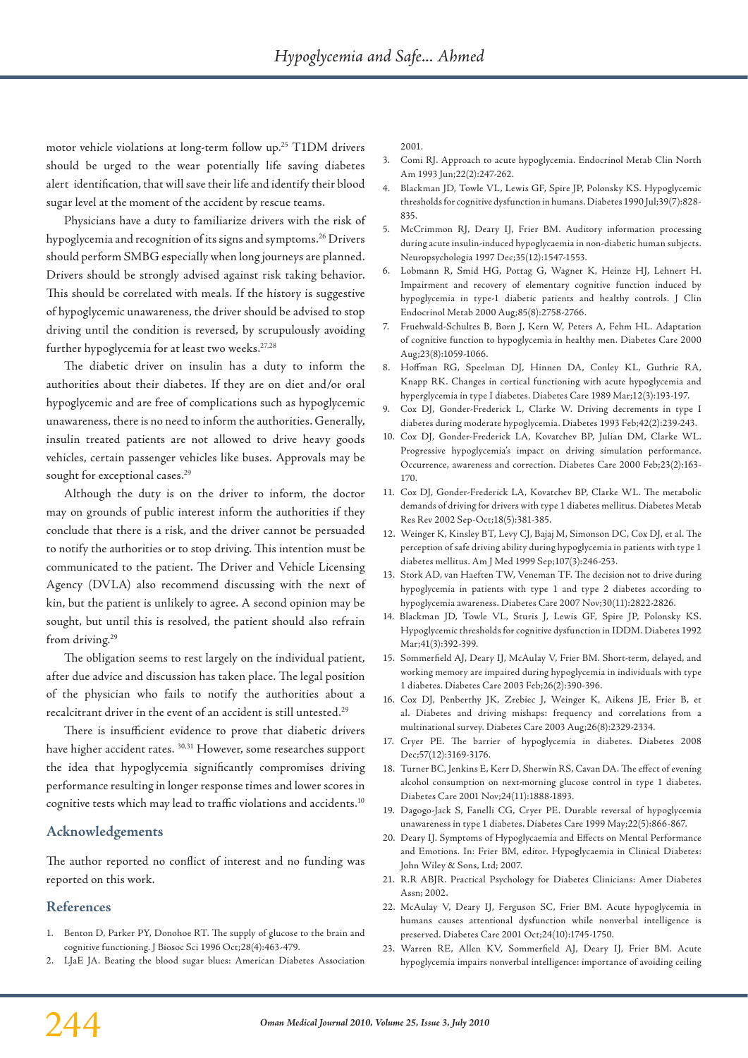motor vehicle violations at long-term follow up.[25] T1DM drivers should be urged to the wear potentially life saving diabetes alert identification, that will save their life and identify their blood sugar level at the moment of the accident by rescue teams.

Physicians have a duty to familiarize drivers with the risk of hypoglycemia and recognition of its signs and symptoms.[26] Drivers should perform SMBG especially when long journeys are planned. Drivers should be strongly advised against risk taking behavior. This should be correlated with meals. If the history is suggestive of hypoglycemic unawareness, the driver should be advised to stop driving until the condition is reversed, by scrupulously avoiding further hypoglycemia for at least two weeks.[27,28]

The diabetic driver on insulin has a duty to inform the authorities about their diabetes. If they are on diet and/or oral hypoglycemic and are free of complications such as hypoglycemic unawareness, there is no need to inform the authorities. Generally, insulin treated patients are not allowed to drive heavy goods vehicles, certain passenger vehicles like buses. Approvals may be sought for exceptional cases.[29]

Although the duty is on the driver to inform, the doctor may on grounds of public interest inform the authorities if they conclude that there is a risk, and the driver cannot be persuaded to notify the authorities or to stop driving. This intention must be communicated to the patient. The Driver and Vehicle Licensing Agency (DVLA) also recommend discussing with the next of kin, but the patient is unlikely to agree. A second opinion may be sought, but until this is resolved, the patient should also refrain from driving.[29]

The obligation seems to rest largely on the individual patient, after due advice and discussion has taken place. The legal position of the physician who fails to notify the authorities about a recalcitrant driver in the event of an accident is still untested.[29]

There is insufficient evidence to prove that diabetic drivers have higher accident rates. [30,31] However, some researches support the idea that hypoglycemia significantly compromises driving performance resulting in longer response times and lower scores in cognitive tests which may lead to traffic violations and accidents.[10]

## Acknowledgements

The author reported no conflict of interest and no funding was reported on this work.

## References

1. Benton D, Parker PY, Donohoe RT. The supply of glucose to the brain and cognitive functioning. J Biosoc Sci 1996 Oct;28(4):463-479.
2. LJaE JA. Beating the blood sugar blues: American Diabetes Association 2001.
3. Comi RJ. Approach to acute hypoglycemia. Endocrinol Metab Clin North Am 1993 Jun;22(2):247-262.
4. Blackman JD, Towle VL, Lewis GF, Spire JP, Polonsky KS. Hypoglycemic thresholds for cognitive dysfunction in humans. Diabetes 1990 Jul;39(7):828-835.
5. McCrimmon RJ, Deary IJ, Frier BM. Auditory information processing during acute insulin-induced hypoglycaemia in non-diabetic human subjects. Neuropsychologia 1997 Dec;35(12):1547-1553.
6. Lobmann R, Smid HG, Pottag G, Wagner K, Heinze HJ, Lehnert H. Impairment and recovery of elementary cognitive function induced by hypoglycemia in type-1 diabetic patients and healthy controls. J Clin Endocrinol Metab 2000 Aug;85(8):2758-2766.
7. Fruehwald-Schultes B, Born J, Kern W, Peters A, Fehm HL. Adaptation of cognitive function to hypoglycemia in healthy men. Diabetes Care 2000 Aug;23(8):1059-1066.
8. Hoffman RG, Speelman DJ, Hinnen DA, Conley KL, Guthrie RA, Knapp RK. Changes in cortical functioning with acute hypoglycemia and hyperglycemia in type I diabetes. Diabetes Care 1989 Mar;12(3):193-197.
9. Cox DJ, Gonder-Frederick L, Clarke W. Driving decrements in type I diabetes during moderate hypoglycemia. Diabetes 1993 Feb;42(2):239-243.
10. Cox DJ, Gonder-Frederick LA, Kovatchev BP, Julian DM, Clarke WL. Progressive hypoglycemia's impact on driving simulation performance. Occurrence, awareness and correction. Diabetes Care 2000 Feb;23(2):163-170.
11. Cox DJ, Gonder-Frederick LA, Kovatchev BP, Clarke WL. The metabolic demands of driving for drivers with type 1 diabetes mellitus. Diabetes Metab Res Rev 2002 Sep-Oct;18(5):381-385.
12. Weinger K, Kinsley BT, Levy CJ, Bajaj M, Simonson DC, Cox DJ, et al. The perception of safe driving ability during hypoglycemia in patients with type 1 diabetes mellitus. Am J Med 1999 Sep;107(3):246-253.
13. Stork AD, van Haeften TW, Veneman TF. The decision not to drive during hypoglycemia in patients with type 1 and type 2 diabetes according to hypoglycemia awareness. Diabetes Care 2007 Nov;30(11):2822-2826.
14. Blackman JD, Towle VL, Sturis J, Lewis GF, Spire JP, Polonsky KS. Hypoglycemic thresholds for cognitive dysfunction in IDDM. Diabetes 1992 Mar;41(3):392-399.
15. Sommerfield AJ, Deary IJ, McAulay V, Frier BM. Short-term, delayed, and working memory are impaired during hypoglycemia in individuals with type 1 diabetes. Diabetes Care 2003 Feb;26(2):390-396.
16. Cox DJ, Penberthy JK, Zrebiec J, Weinger K, Aikens JE, Frier B, et al. Diabetes and driving mishaps: frequency and correlations from a multinational survey. Diabetes Care 2003 Aug;26(8):2329-2334.
17. Cryer PE. The barrier of hypoglycemia in diabetes. Diabetes 2008 Dec;57(12):3169-3176.
18. Turner BC, Jenkins E, Kerr D, Sherwin RS, Cavan DA. The effect of evening alcohol consumption on next-morning glucose control in type 1 diabetes. Diabetes Care 2001 Nov;24(11):1888-1893.
19. Dagogo-Jack S, Fanelli CG, Cryer PE. Durable reversal of hypoglycemia unawareness in type 1 diabetes. Diabetes Care 1999 May;22(5):866-867.
20. Deary IJ. Symptoms of Hypoglycaemia and Effects on Mental Performance and Emotions. In: Frier BM, editor. Hypoglycaemia in Clinical Diabetes: John Wiley & Sons, Ltd; 2007.
21. R.R ABJR. Practical Psychology for Diabetes Clinicians: Amer Diabetes Assn; 2002.
22. McAulay V, Deary IJ, Ferguson SC, Frier BM. Acute hypoglycemia in humans causes attentional dysfunction while nonverbal intelligence is preserved. Diabetes Care 2001 Oct;24(10):1745-1750.
23. Warren RE, Allen KV, Sommerfield AJ, Deary IJ, Frier BM. Acute hypoglycemia impairs nonverbal intelligence: importance of avoiding ceiling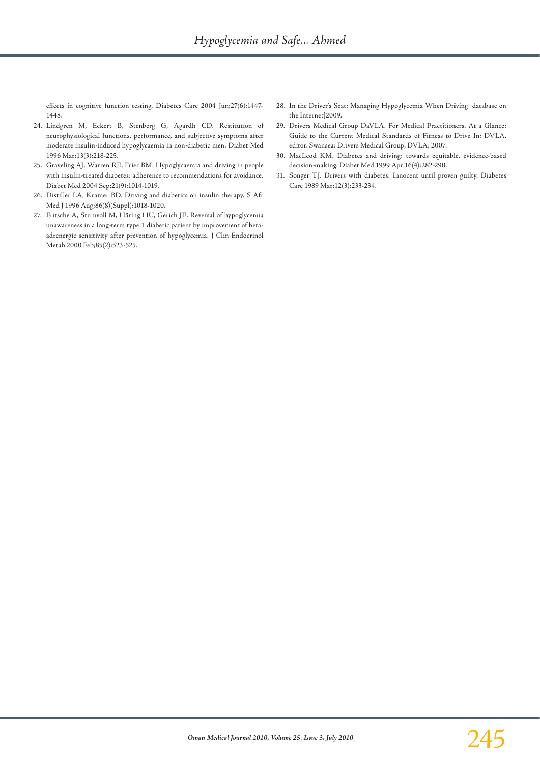effects in cognitive function testing. Diabetes Care 2004 Jun;27(6):1447-1448.

24. Lindgren M, Eckert B, Stenberg G, Agardh CD. Restitution of neurophysiological functions, performance, and subjective symptoms after moderate insulin-induced hypoglycaemia in non-diabetic men. Diabet Med 1996 Mar;13(3):218-225.
25. Graveling AJ, Warren RE, Frier BM. Hypoglycaemia and driving in people with insulin-treated diabetes: adherence to recommendations for avoidance. Diabet Med 2004 Sep;21(9):1014-1019.
26. Distiller LA, Kramer BD. Driving and diabetics on insulin therapy. S Afr Med J 1996 Aug;86(8)(Suppl):1018-1020.
27. Fritsche A, Stumvoll M, Häring HU, Gerich JE. Reversal of hypoglycemia unawareness in a long-term type 1 diabetic patient by improvement of beta-adrenergic sensitivity after prevention of hypoglycemia. J Clin Endocrinol Metab 2000 Feb;85(2):523-525.
28. In the Driver's Seat: Managing Hypoglycemia When Driving [database on the Internet]2009.
29. Drivers Medical Group DaVLA. For Medical Practitioners. At a Glance: Guide to the Current Medical Standards of Fitness to Drive In: DVLA, editor. Swansea: Drivers Medical Group, DVLA; 2007.
30. MacLeod KM. Diabetes and driving: towards equitable, evidence-based decision-making. Diabet Med 1999 Apr;16(4):282-290.
31. Songer TJ. Drivers with diabetes. Innocent until proven guilty. Diabetes Care 1989 Mar;12(3):233-234.